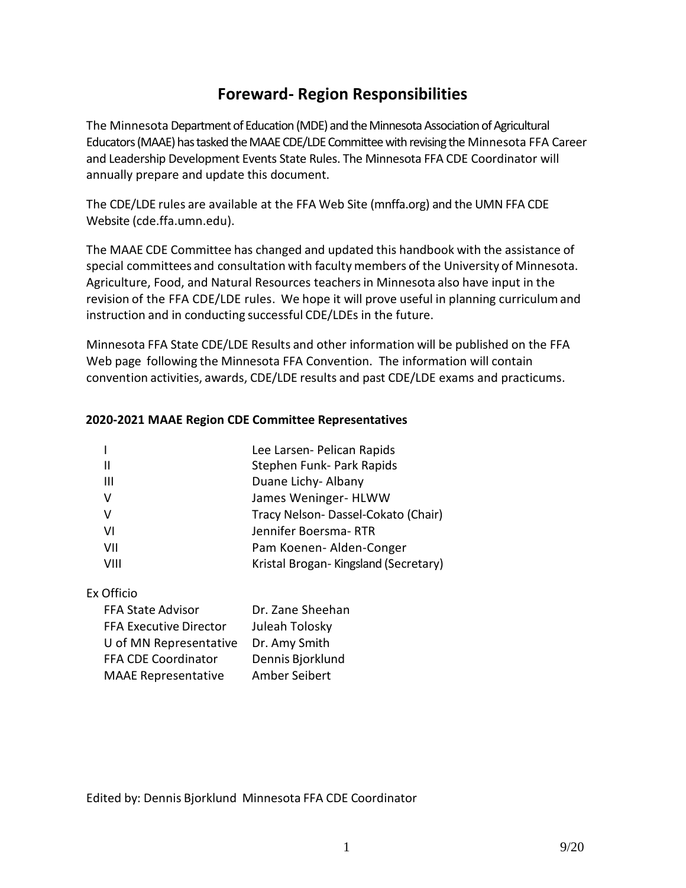# Foreward- Region Responsibilities

The Minnesota Department of Education (MDE) and the Minnesota Association of Agricultural Educators (MAAE) has tasked the MAAE CDE/LDE Committee with revising the Minnesota FFA Career and Leadership Development Events State Rules. The Minnesota FFA CDE Coordinator will annually prepare and update this document.

The CDE/LDE rules are available at the FFA Web Site (mnffa.org) and the UMN FFA CDE Website (cde.ffa.umn.edu).

The MAAE CDE Committee has changed and updated this handbook with the assistance of special committees and consultation with faculty members of the University of Minnesota. Agriculture, Food, and Natural Resources teachers in Minnesota also have input in the revision of the FFA CDE/LDE rules. We hope it will prove useful in planning curriculum and instruction and in conducting successful CDE/LDEs in the future.

Minnesota FFA State CDE/LDE Results and other information will be published on the FFA Web page following the Minnesota FFA Convention. The information will contain convention activities, awards, CDE/LDE results and past CDE/LDE exams and practicums.

**2020-2021 MAAE Region CDE Committee Representatives**

| | |
|---|---|
| I | Lee Larsen- Pelican Rapids |
| II | Stephen Funk- Park Rapids |
| III | Duane Lichy- Albany |
| V | James Weninger- HLWW |
| V | Tracy Nelson- Dassel-Cokato (Chair) |
| VI | Jennifer Boersma- RTR |
| VII | Pam Koenen- Alden-Conger |
| VIII | Kristal Brogan- Kingsland (Secretary) |

Ex Officio

| | |
|---|---|
| FFA State Advisor | Dr. Zane Sheehan |
| FFA Executive Director | Juleah Tolosky |
| U of MN Representative | Dr. Amy Smith |
| FFA CDE Coordinator | Dennis Bjorklund |
| MAAE Representative | Amber Seibert |

Edited by: Dennis Bjorklund Minnesota FFA CDE Coordinator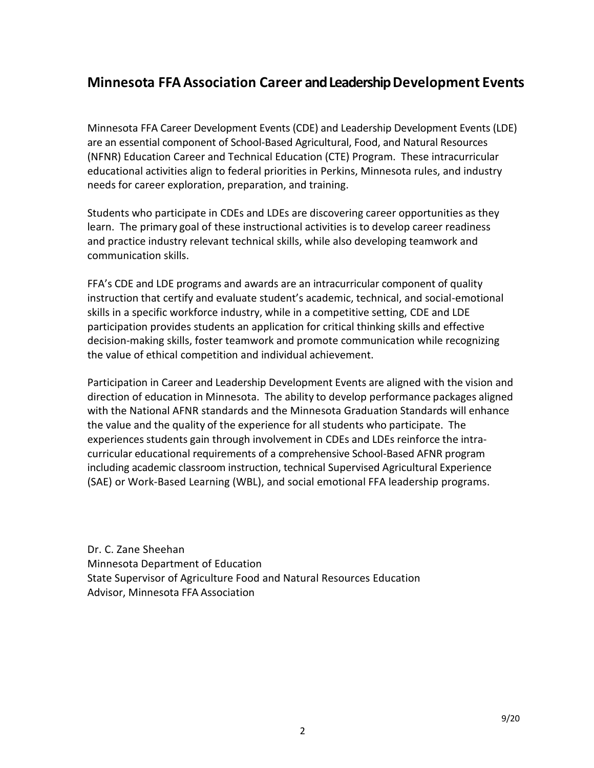## Minnesota FFA Association Career and Leadership Development Events

Minnesota FFA Career Development Events (CDE) and Leadership Development Events (LDE) are an essential component of School-Based Agricultural, Food, and Natural Resources (NFNR) Education Career and Technical Education (CTE) Program. These intracurricular educational activities align to federal priorities in Perkins, Minnesota rules, and industry needs for career exploration, preparation, and training.

Students who participate in CDEs and LDEs are discovering career opportunities as they learn. The primary goal of these instructional activities is to develop career readiness and practice industry relevant technical skills, while also developing teamwork and communication skills.

FFA's CDE and LDE programs and awards are an intracurricular component of quality instruction that certify and evaluate student's academic, technical, and social-emotional skills in a specific workforce industry, while in a competitive setting, CDE and LDE participation provides students an application for critical thinking skills and effective decision-making skills, foster teamwork and promote communication while recognizing the value of ethical competition and individual achievement.

Participation in Career and Leadership Development Events are aligned with the vision and direction of education in Minnesota. The ability to develop performance packages aligned with the National AFNR standards and the Minnesota Graduation Standards will enhance the value and the quality of the experience for all students who participate. The experiences students gain through involvement in CDEs and LDEs reinforce the intra-curricular educational requirements of a comprehensive School-Based AFNR program including academic classroom instruction, technical Supervised Agricultural Experience (SAE) or Work-Based Learning (WBL), and social emotional FFA leadership programs.

Dr. C. Zane Sheehan
Minnesota Department of Education
State Supervisor of Agriculture Food and Natural Resources Education
Advisor, Minnesota FFA Association

9/20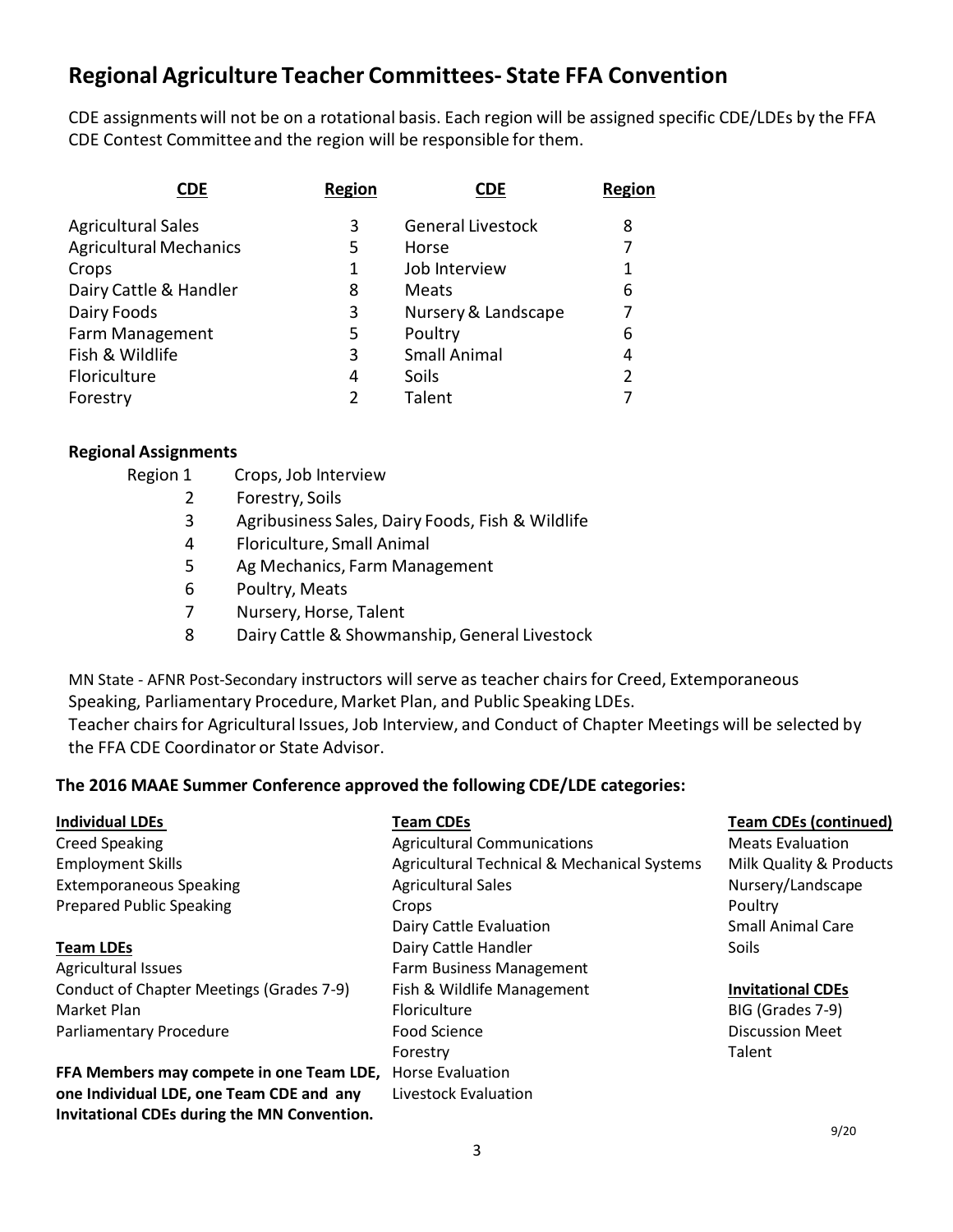## Regional Agriculture Teacher Committees- State FFA Convention

CDE assignments will not be on a rotational basis. Each region will be assigned specific CDE/LDEs by the FFA CDE Contest Committee and the region will be responsible for them.

| CDE | Region | CDE | Region |
|---|---|---|---|
| Agricultural Sales | 3 | General Livestock | 8 |
| Agricultural Mechanics | 5 | Horse | 7 |
| Crops | 1 | Job Interview | 1 |
| Dairy Cattle & Handler | 8 | Meats | 6 |
| Dairy Foods | 3 | Nursery & Landscape | 7 |
| Farm Management | 5 | Poultry | 6 |
| Fish & Wildlife | 3 | Small Animal | 4 |
| Floriculture | 4 | Soils | 2 |
| Forestry | 2 | Talent | 7 |

**Regional Assignments**

| | |
|---|---|
| Region 1 | Crops, Job Interview |
| 2 | Forestry, Soils |
| 3 | Agribusiness Sales, Dairy Foods, Fish & Wildlife |
| 4 | Floriculture, Small Animal |
| 5 | Ag Mechanics, Farm Management |
| 6 | Poultry, Meats |
| 7 | Nursery, Horse, Talent |
| 8 | Dairy Cattle & Showmanship, General Livestock |

MN State - AFNR Post-Secondary instructors will serve as teacher chairs for Creed, Extemporaneous Speaking, Parliamentary Procedure, Market Plan, and Public Speaking LDEs.
Teacher chairs for Agricultural Issues, Job Interview, and Conduct of Chapter Meetings will be selected by the FFA CDE Coordinator or State Advisor.

**The 2016 MAAE Summer Conference approved the following CDE/LDE categories:**

**Individual LDEs**
- Creed Speaking
- Employment Skills
- Extemporaneous Speaking
- Prepared Public Speaking

**Team LDEs**
- Agricultural Issues
- Conduct of Chapter Meetings (Grades 7-9)
- Market Plan
- Parliamentary Procedure

**FFA Members may compete in one Team LDE, one Individual LDE, one Team CDE and any Invitational CDEs during the MN Convention.**

**Team CDEs**
- Agricultural Communications
- Agricultural Technical & Mechanical Systems
- Agricultural Sales
- Crops
- Dairy Cattle Evaluation
- Dairy Cattle Handler
- Farm Business Management
- Fish & Wildlife Management
- Floriculture
- Food Science
- Forestry
- Horse Evaluation
- Livestock Evaluation

**Team CDEs (continued)**
- Meats Evaluation
- Milk Quality & Products
- Nursery/Landscape
- Poultry
- Small Animal Care
- Soils

**Invitational CDEs**
- BIG (Grades 7-9)
- Discussion Meet
- Talent

9/20